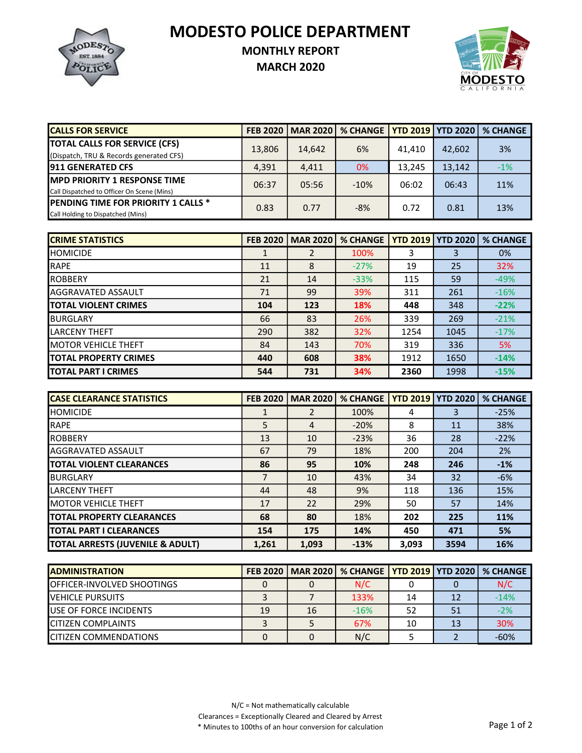# MODESTO POLICE DEPARTMENT

## MONTHLY REPORT

## MARCH 2020

| CALLS FOR SERVICE | FEB 2020 | MAR 2020 | % CHANGE | YTD 2019 | YTD 2020 | % CHANGE |
|---|---|---|---|---|---|---|
| **TOTAL CALLS FOR SERVICE (CFS)** (Dispatch, TRU & Records generated CFS) | 13,806 | 14,642 | 6% | 41,410 | 42,602 | 3% |
| **911 GENERATED CFS** | 4,391 | 4,411 | 0% | 13,245 | 13,142 | -1% |
| **MPD PRIORITY 1 RESPONSE TIME** Call Dispatched to Officer On Scene (Mins) | 06:37 | 05:56 | -10% | 06:02 | 06:43 | 11% |
| **PENDING TIME FOR PRIORITY 1 CALLS *** Call Holding to Dispatched (Mins) | 0.83 | 0.77 | -8% | 0.72 | 0.81 | 13% |

| CRIME STATISTICS | FEB 2020 | MAR 2020 | % CHANGE | YTD 2019 | YTD 2020 | % CHANGE |
|---|---|---|---|---|---|---|
| HOMICIDE | 1 | 2 | 100% | 3 | 3 | 0% |
| RAPE | 11 | 8 | -27% | 19 | 25 | 32% |
| ROBBERY | 21 | 14 | -33% | 115 | 59 | -49% |
| AGGRAVATED ASSAULT | 71 | 99 | 39% | 311 | 261 | -16% |
| **TOTAL VIOLENT CRIMES** | **104** | **123** | **18%** | **448** | 348 | **-22%** |
| BURGLARY | 66 | 83 | 26% | 339 | 269 | -21% |
| LARCENY THEFT | 290 | 382 | 32% | 1254 | 1045 | -17% |
| MOTOR VEHICLE THEFT | 84 | 143 | 70% | 319 | 336 | 5% |
| **TOTAL PROPERTY CRIMES** | **440** | **608** | **38%** | 1912 | 1650 | **-14%** |
| **TOTAL PART I CRIMES** | **544** | **731** | **34%** | **2360** | 1998 | **-15%** |

| CASE CLEARANCE STATISTICS | FEB 2020 | MAR 2020 | % CHANGE | YTD 2019 | YTD 2020 | % CHANGE |
|---|---|---|---|---|---|---|
| HOMICIDE | 1 | 2 | 100% | 4 | 3 | -25% |
| RAPE | 5 | 4 | -20% | 8 | 11 | 38% |
| ROBBERY | 13 | 10 | -23% | 36 | 28 | -22% |
| AGGRAVATED ASSAULT | 67 | 79 | 18% | 200 | 204 | 2% |
| **TOTAL VIOLENT CLEARANCES** | **86** | **95** | **10%** | **248** | **246** | **-1%** |
| BURGLARY | 7 | 10 | 43% | 34 | 32 | -6% |
| LARCENY THEFT | 44 | 48 | 9% | 118 | 136 | 15% |
| MOTOR VEHICLE THEFT | 17 | 22 | 29% | 50 | 57 | 14% |
| **TOTAL PROPERTY CLEARANCES** | **68** | **80** | 18% | **202** | **225** | **11%** |
| **TOTAL PART I CLEARANCES** | **154** | **175** | **14%** | **450** | **471** | **5%** |
| **TOTAL ARRESTS (JUVENILE & ADULT)** | **1,261** | **1,093** | **-13%** | **3,093** | **3594** | **16%** |

| ADMINISTRATION | FEB 2020 | MAR 2020 | % CHANGE | YTD 2019 | YTD 2020 | % CHANGE |
|---|---|---|---|---|---|---|
| OFFICER-INVOLVED SHOOTINGS | 0 | 0 | N/C | 0 | 0 | N/C |
| VEHICLE PURSUITS | 3 | 7 | 133% | 14 | 12 | -14% |
| USE OF FORCE INCIDENTS | 19 | 16 | -16% | 52 | 51 | -2% |
| CITIZEN COMPLAINTS | 3 | 5 | 67% | 10 | 13 | 30% |
| CITIZEN COMMENDATIONS | 0 | 0 | N/C | 5 | 2 | -60% |

N/C = Not mathematically calculable

Clearances = Exceptionally Cleared and Cleared by Arrest

* Minutes to 100ths of an hour conversion for calculation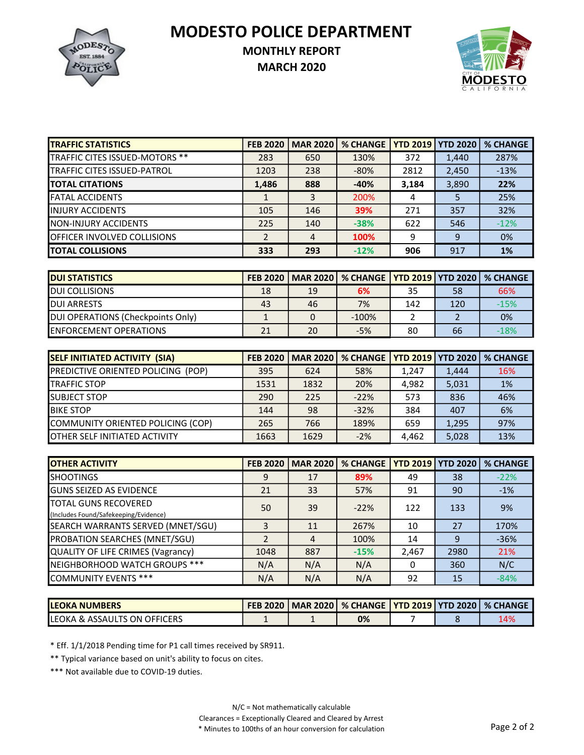# MODESTO POLICE DEPARTMENT

## MONTHLY REPORT

## MARCH 2020

| TRAFFIC STATISTICS | FEB 2020 | MAR 2020 | % CHANGE | YTD 2019 | YTD 2020 | % CHANGE |
|---|---|---|---|---|---|---|
| TRAFFIC CITES ISSUED-MOTORS ** | 283 | 650 | 130% | 372 | 1,440 | 287% |
| TRAFFIC CITES ISSUED-PATROL | 1203 | 238 | -80% | 2812 | 2,450 | -13% |
| **TOTAL CITATIONS** | **1,486** | **888** | **-40%** | **3,184** | 3,890 | **22%** |
| FATAL ACCIDENTS | 1 | 3 | 200% | 4 | 5 | 25% |
| INJURY ACCIDENTS | 105 | 146 | **39%** | 271 | 357 | 32% |
| NON-INJURY ACCIDENTS | 225 | 140 | **-38%** | 622 | 546 | -12% |
| OFFICER INVOLVED COLLISIONS | 2 | 4 | **100%** | 9 | 9 | 0% |
| **TOTAL COLLISIONS** | **333** | **293** | **-12%** | **906** | 917 | **1%** |

| DUI STATISTICS | FEB 2020 | MAR 2020 | % CHANGE | YTD 2019 | YTD 2020 | % CHANGE |
|---|---|---|---|---|---|---|
| DUI COLLISIONS | 18 | 19 | **6%** | 35 | 58 | 66% |
| DUI ARRESTS | 43 | 46 | 7% | 142 | 120 | -15% |
| DUI OPERATIONS (Checkpoints Only) | 1 | 0 | -100% | 2 | 2 | 0% |
| ENFORCEMENT OPERATIONS | 21 | 20 | -5% | 80 | 66 | -18% |

| SELF INITIATED ACTIVITY (SIA) | FEB 2020 | MAR 2020 | % CHANGE | YTD 2019 | YTD 2020 | % CHANGE |
|---|---|---|---|---|---|---|
| PREDICTIVE ORIENTED POLICING (POP) | 395 | 624 | 58% | 1,247 | 1,444 | 16% |
| TRAFFIC STOP | 1531 | 1832 | 20% | 4,982 | 5,031 | 1% |
| SUBJECT STOP | 290 | 225 | -22% | 573 | 836 | 46% |
| BIKE STOP | 144 | 98 | -32% | 384 | 407 | 6% |
| COMMUNITY ORIENTED POLICING (COP) | 265 | 766 | 189% | 659 | 1,295 | 97% |
| OTHER SELF INITIATED ACTIVITY | 1663 | 1629 | -2% | 4,462 | 5,028 | 13% |

| OTHER ACTIVITY | FEB 2020 | MAR 2020 | % CHANGE | YTD 2019 | YTD 2020 | % CHANGE |
|---|---|---|---|---|---|---|
| SHOOTINGS | 9 | 17 | **89%** | 49 | 38 | -22% |
| GUNS SEIZED AS EVIDENCE | 21 | 33 | 57% | 91 | 90 | -1% |
| TOTAL GUNS RECOVERED (Includes Found/Safekeeping/Evidence) | 50 | 39 | -22% | 122 | 133 | 9% |
| SEARCH WARRANTS SERVED (MNET/SGU) | 3 | 11 | 267% | 10 | 27 | 170% |
| PROBATION SEARCHES (MNET/SGU) | 2 | 4 | 100% | 14 | 9 | -36% |
| QUALITY OF LIFE CRIMES (Vagrancy) | 1048 | 887 | **-15%** | 2,467 | 2980 | 21% |
| NEIGHBORHOOD WATCH GROUPS *** | N/A | N/A | N/A | 0 | 360 | N/C |
| COMMUNITY EVENTS *** | N/A | N/A | N/A | 92 | 15 | -84% |

| LEOKA NUMBERS | FEB 2020 | MAR 2020 | % CHANGE | YTD 2019 | YTD 2020 | % CHANGE |
|---|---|---|---|---|---|---|
| LEOKA & ASSAULTS ON OFFICERS | 1 | 1 | **0%** | 7 | 8 | 14% |

* Eff. 1/1/2018 Pending time for P1 call times received by SR911.

** Typical variance based on unit's ability to focus on cites.

*** Not available due to COVID-19 duties.

N/C = Not mathematically calculable

Clearances = Exceptionally Cleared and Cleared by Arrest

* Minutes to 100ths of an hour conversion for calculation